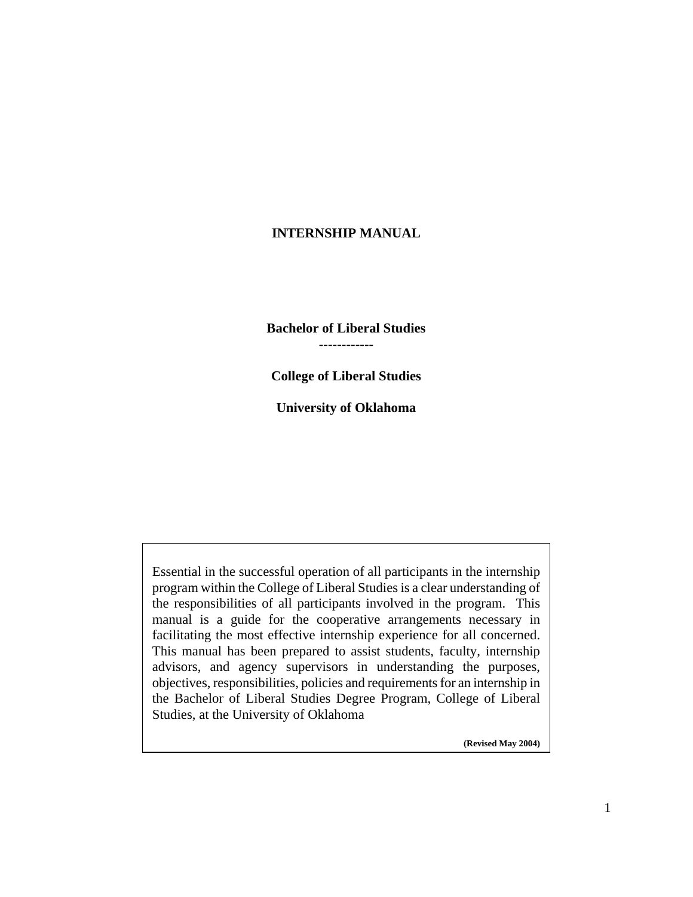# INTERNSHIP MANUAL

**Bachelor of Liberal Studies**

------------

**College of Liberal Studies**

**University of Oklahoma**

Essential in the successful operation of all participants in the internship program within the College of Liberal Studies is a clear understanding of the responsibilities of all participants involved in the program. This manual is a guide for the cooperative arrangements necessary in facilitating the most effective internship experience for all concerned. This manual has been prepared to assist students, faculty, internship advisors, and agency supervisors in understanding the purposes, objectives, responsibilities, policies and requirements for an internship in the Bachelor of Liberal Studies Degree Program, College of Liberal Studies, at the University of Oklahoma

**(Revised May 2004)**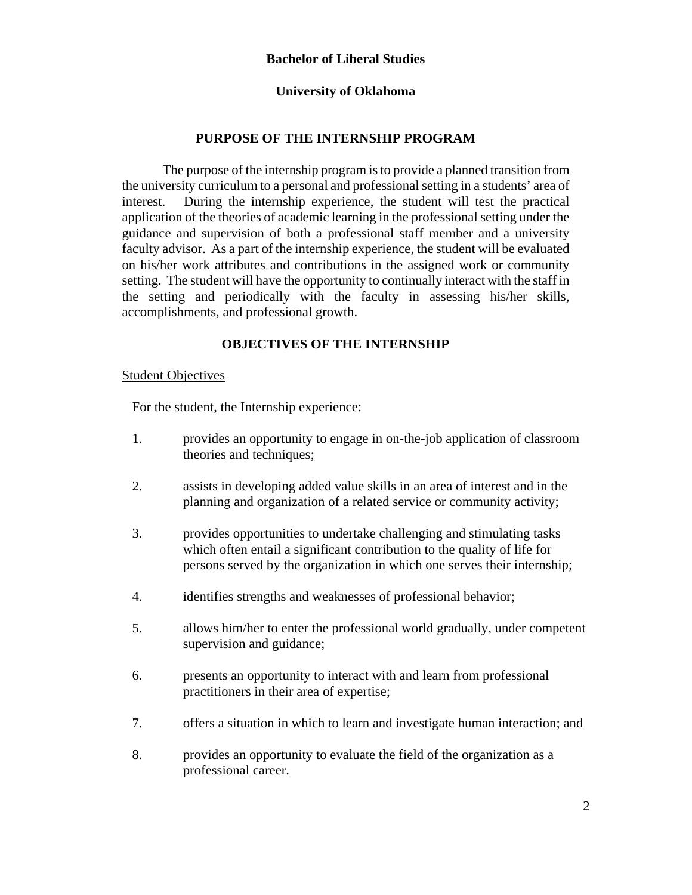**Bachelor of Liberal Studies**

**University of Oklahoma**

## PURPOSE OF THE INTERNSHIP PROGRAM

The purpose of the internship program is to provide a planned transition from the university curriculum to a personal and professional setting in a students' area of interest. During the internship experience, the student will test the practical application of the theories of academic learning in the professional setting under the guidance and supervision of both a professional staff member and a university faculty advisor. As a part of the internship experience, the student will be evaluated on his/her work attributes and contributions in the assigned work or community setting. The student will have the opportunity to continually interact with the staff in the setting and periodically with the faculty in assessing his/her skills, accomplishments, and professional growth.

## OBJECTIVES OF THE INTERNSHIP

Student Objectives

For the student, the Internship experience:

1. provides an opportunity to engage in on-the-job application of classroom theories and techniques;
2. assists in developing added value skills in an area of interest and in the planning and organization of a related service or community activity;
3. provides opportunities to undertake challenging and stimulating tasks which often entail a significant contribution to the quality of life for persons served by the organization in which one serves their internship;
4. identifies strengths and weaknesses of professional behavior;
5. allows him/her to enter the professional world gradually, under competent supervision and guidance;
6. presents an opportunity to interact with and learn from professional practitioners in their area of expertise;
7. offers a situation in which to learn and investigate human interaction; and
8. provides an opportunity to evaluate the field of the organization as a professional career.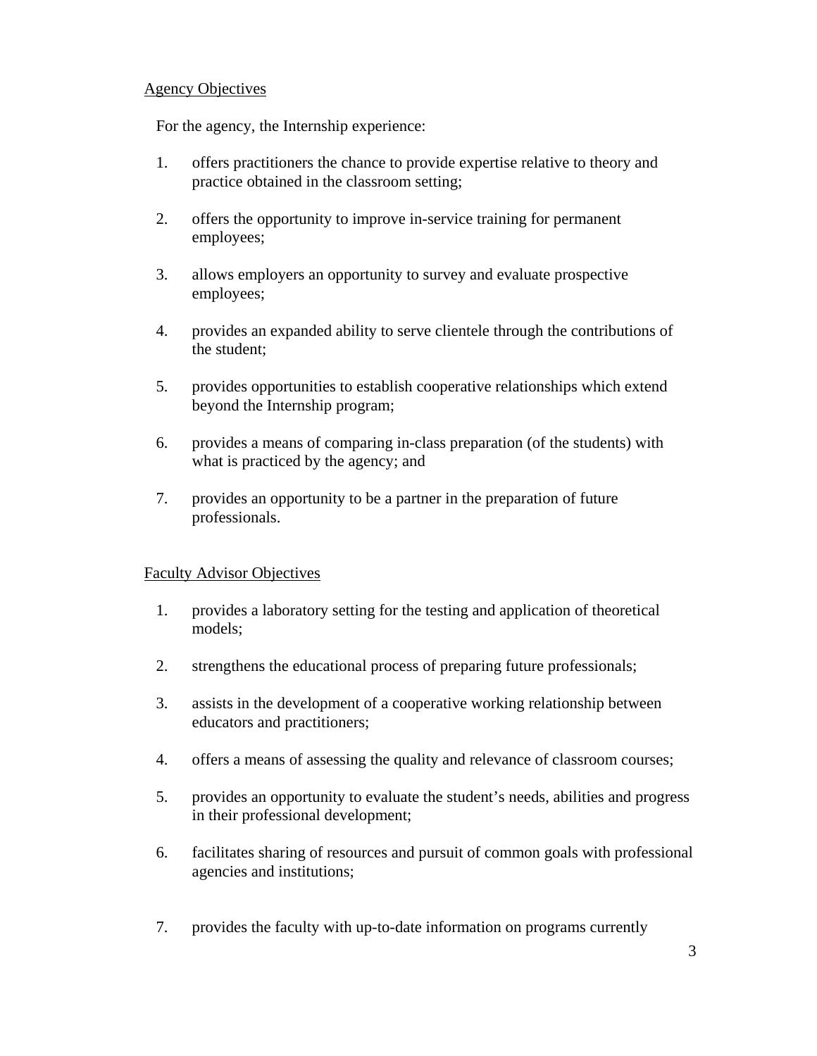Agency Objectives

For the agency, the Internship experience:

1. offers practitioners the chance to provide expertise relative to theory and practice obtained in the classroom setting;

2. offers the opportunity to improve in-service training for permanent employees;

3. allows employers an opportunity to survey and evaluate prospective employees;

4. provides an expanded ability to serve clientele through the contributions of the student;

5. provides opportunities to establish cooperative relationships which extend beyond the Internship program;

6. provides a means of comparing in-class preparation (of the students) with what is practiced by the agency; and

7. provides an opportunity to be a partner in the preparation of future professionals.

Faculty Advisor Objectives

1. provides a laboratory setting for the testing and application of theoretical models;

2. strengthens the educational process of preparing future professionals;

3. assists in the development of a cooperative working relationship between educators and practitioners;

4. offers a means of assessing the quality and relevance of classroom courses;

5. provides an opportunity to evaluate the student's needs, abilities and progress in their professional development;

6. facilitates sharing of resources and pursuit of common goals with professional agencies and institutions;

7. provides the faculty with up-to-date information on programs currently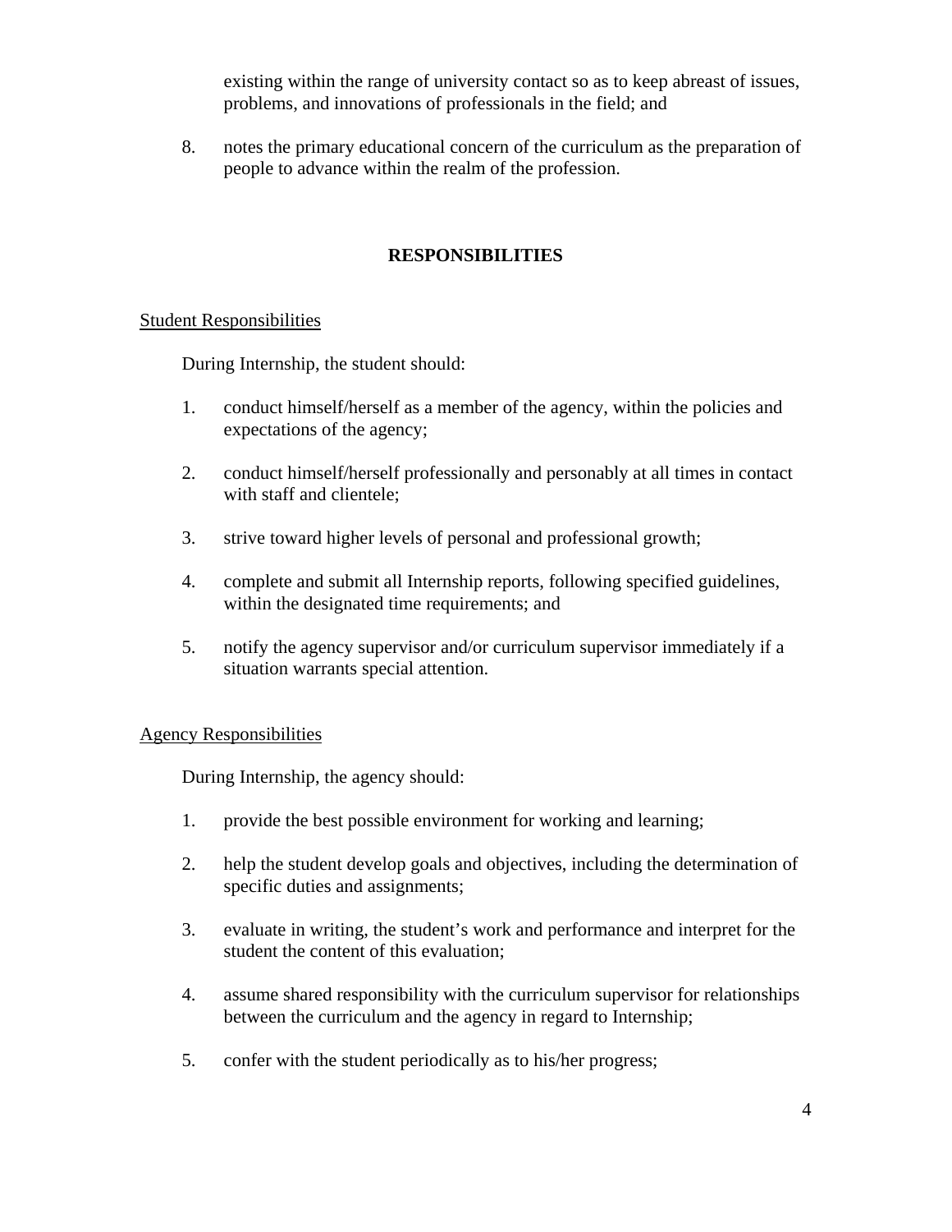existing within the range of university contact so as to keep abreast of issues, problems, and innovations of professionals in the field; and

8. notes the primary educational concern of the curriculum as the preparation of people to advance within the realm of the profession.

## RESPONSIBILITIES

### Student Responsibilities

During Internship, the student should:

1. conduct himself/herself as a member of the agency, within the policies and expectations of the agency;

2. conduct himself/herself professionally and personably at all times in contact with staff and clientele;

3. strive toward higher levels of personal and professional growth;

4. complete and submit all Internship reports, following specified guidelines, within the designated time requirements; and

5. notify the agency supervisor and/or curriculum supervisor immediately if a situation warrants special attention.

### Agency Responsibilities

During Internship, the agency should:

1. provide the best possible environment for working and learning;

2. help the student develop goals and objectives, including the determination of specific duties and assignments;

3. evaluate in writing, the student's work and performance and interpret for the student the content of this evaluation;

4. assume shared responsibility with the curriculum supervisor for relationships between the curriculum and the agency in regard to Internship;

5. confer with the student periodically as to his/her progress;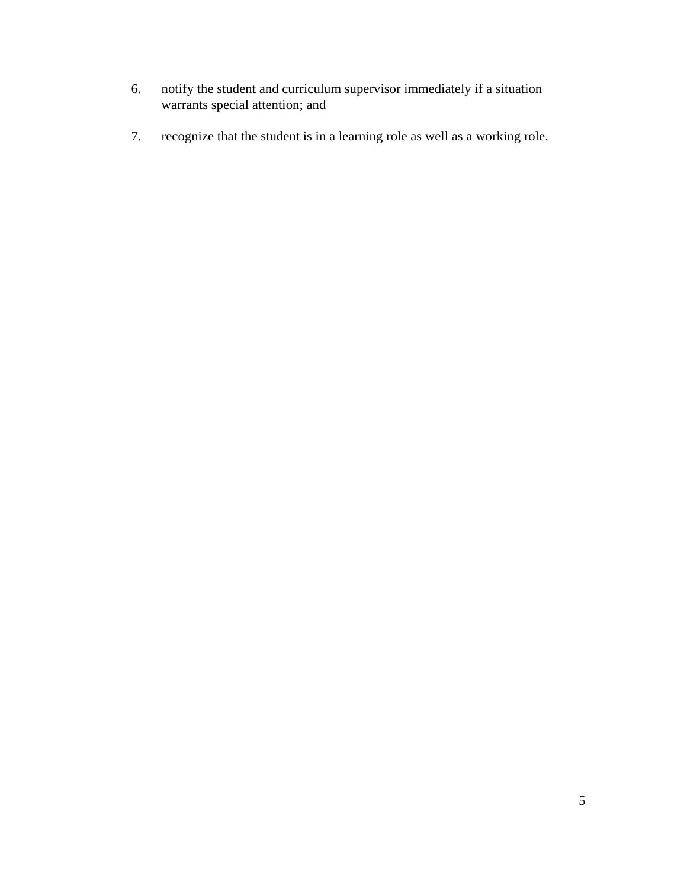6. notify the student and curriculum supervisor immediately if a situation warrants special attention; and

7. recognize that the student is in a learning role as well as a working role.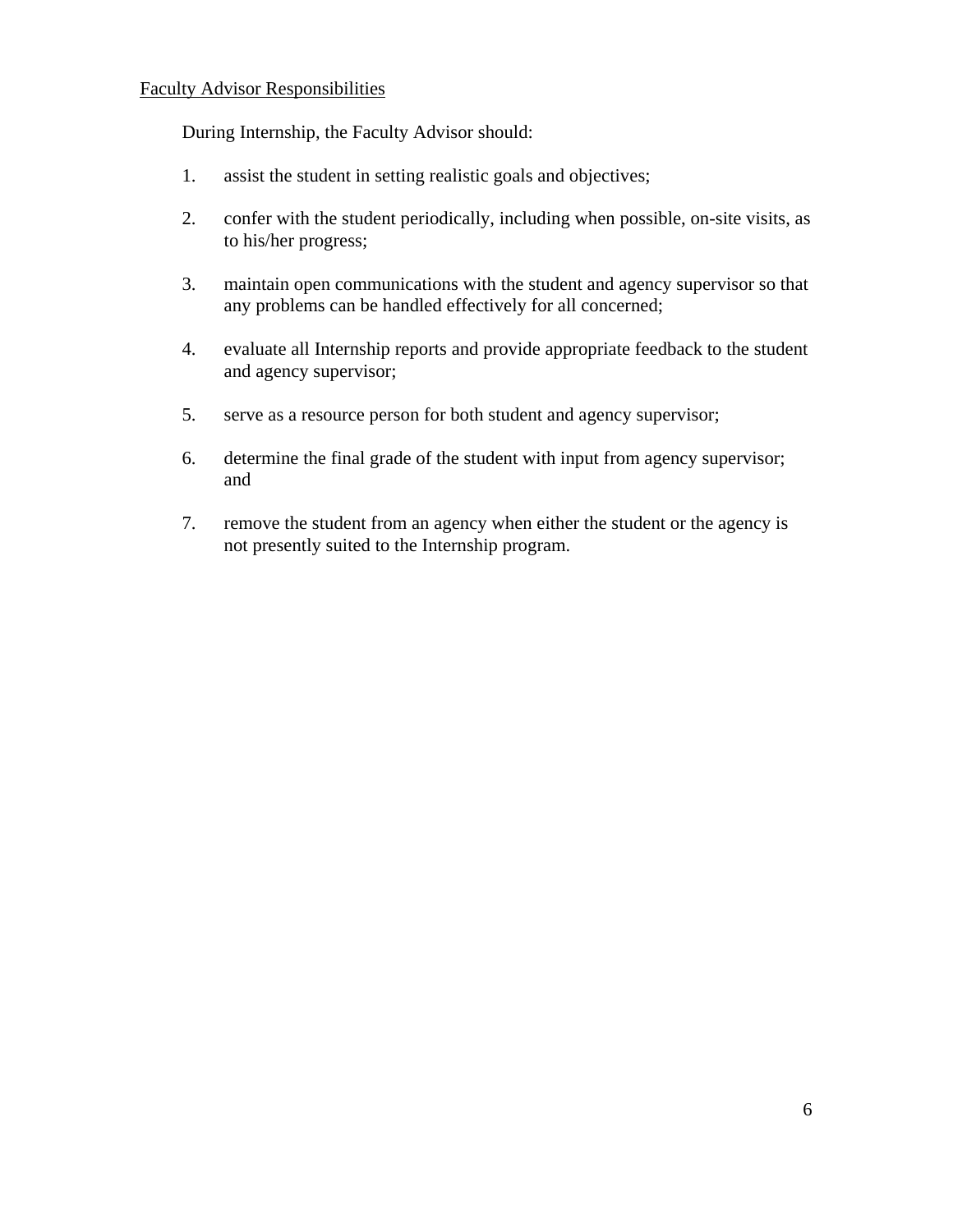<u>Faculty Advisor Responsibilities</u>

During Internship, the Faculty Advisor should:

1. assist the student in setting realistic goals and objectives;

2. confer with the student periodically, including when possible, on-site visits, as to his/her progress;

3. maintain open communications with the student and agency supervisor so that any problems can be handled effectively for all concerned;

4. evaluate all Internship reports and provide appropriate feedback to the student and agency supervisor;

5. serve as a resource person for both student and agency supervisor;

6. determine the final grade of the student with input from agency supervisor; and

7. remove the student from an agency when either the student or the agency is not presently suited to the Internship program.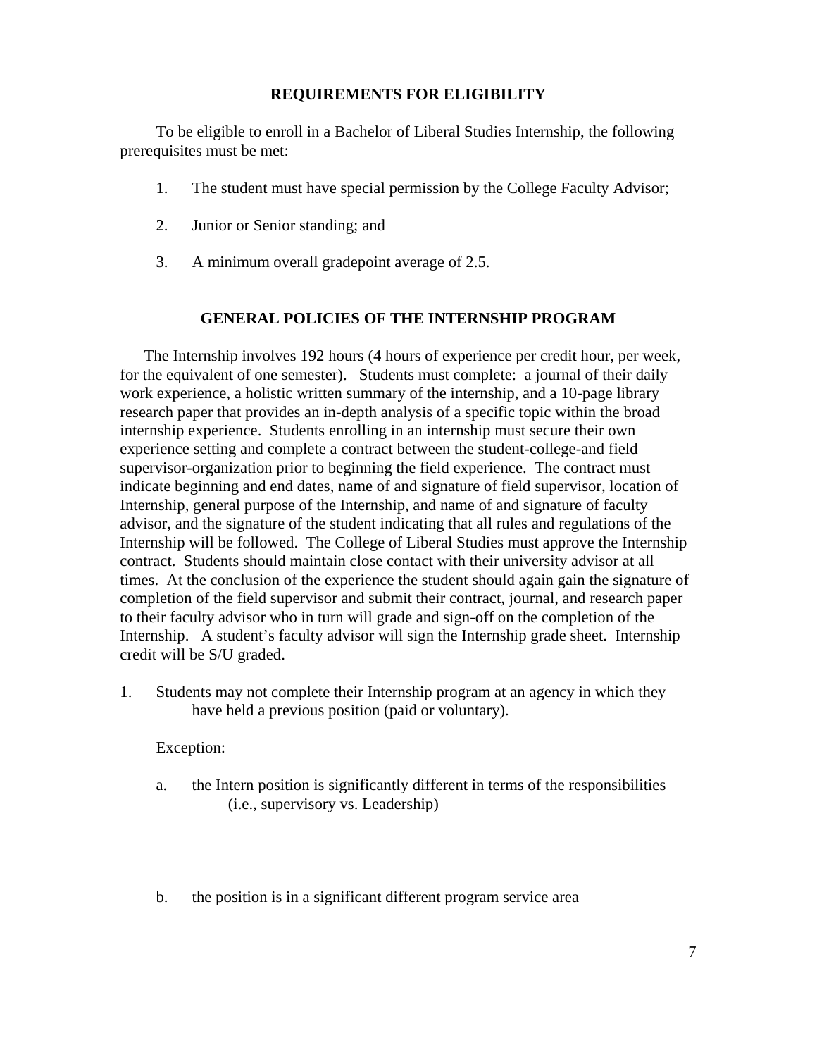## REQUIREMENTS FOR ELIGIBILITY

To be eligible to enroll in a Bachelor of Liberal Studies Internship, the following prerequisites must be met:

1. The student must have special permission by the College Faculty Advisor;
2. Junior or Senior standing; and
3. A minimum overall gradepoint average of 2.5.

## GENERAL POLICIES OF THE INTERNSHIP PROGRAM

The Internship involves 192 hours (4 hours of experience per credit hour, per week, for the equivalent of one semester). Students must complete: a journal of their daily work experience, a holistic written summary of the internship, and a 10-page library research paper that provides an in-depth analysis of a specific topic within the broad internship experience. Students enrolling in an internship must secure their own experience setting and complete a contract between the student-college-and field supervisor-organization prior to beginning the field experience. The contract must indicate beginning and end dates, name of and signature of field supervisor, location of Internship, general purpose of the Internship, and name of and signature of faculty advisor, and the signature of the student indicating that all rules and regulations of the Internship will be followed. The College of Liberal Studies must approve the Internship contract. Students should maintain close contact with their university advisor at all times. At the conclusion of the experience the student should again gain the signature of completion of the field supervisor and submit their contract, journal, and research paper to their faculty advisor who in turn will grade and sign-off on the completion of the Internship. A student's faculty advisor will sign the Internship grade sheet. Internship credit will be S/U graded.

1. Students may not complete their Internship program at an agency in which they have held a previous position (paid or voluntary).

   Exception:

   a. the Intern position is significantly different in terms of the responsibilities (i.e., supervisory vs. Leadership)

   b. the position is in a significant different program service area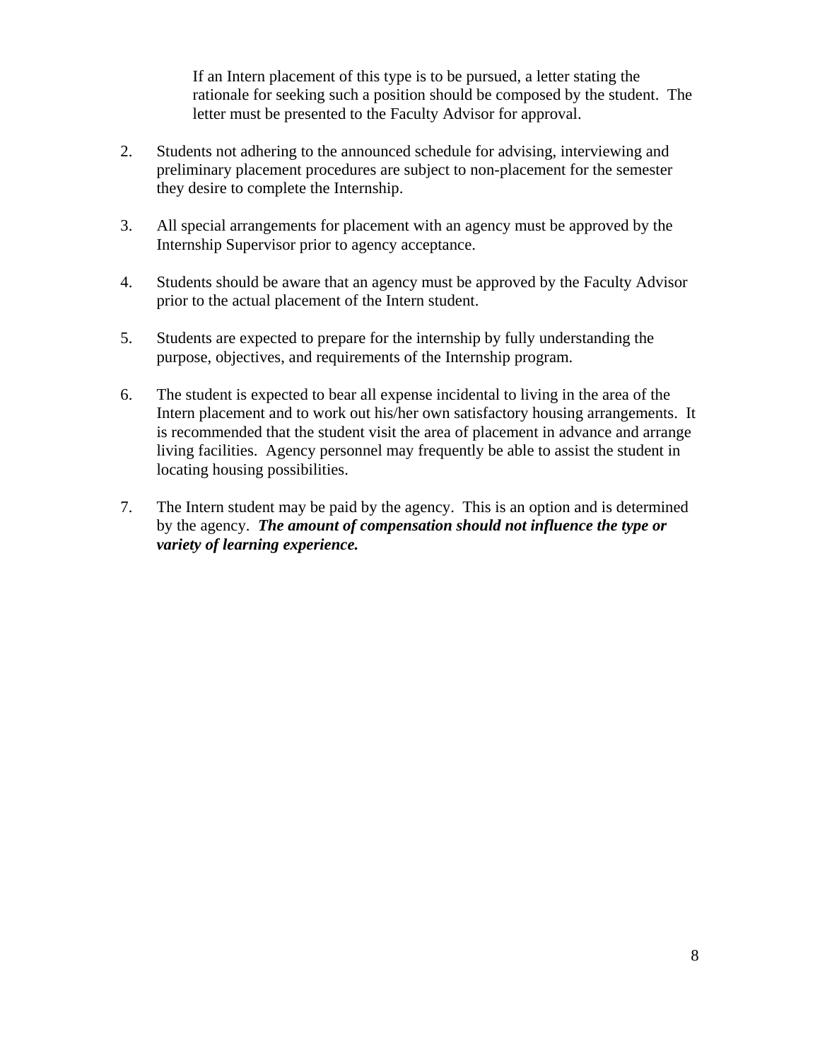If an Intern placement of this type is to be pursued, a letter stating the rationale for seeking such a position should be composed by the student. The letter must be presented to the Faculty Advisor for approval.

2. Students not adhering to the announced schedule for advising, interviewing and preliminary placement procedures are subject to non-placement for the semester they desire to complete the Internship.

3. All special arrangements for placement with an agency must be approved by the Internship Supervisor prior to agency acceptance.

4. Students should be aware that an agency must be approved by the Faculty Advisor prior to the actual placement of the Intern student.

5. Students are expected to prepare for the internship by fully understanding the purpose, objectives, and requirements of the Internship program.

6. The student is expected to bear all expense incidental to living in the area of the Intern placement and to work out his/her own satisfactory housing arrangements. It is recommended that the student visit the area of placement in advance and arrange living facilities. Agency personnel may frequently be able to assist the student in locating housing possibilities.

7. The Intern student may be paid by the agency. This is an option and is determined by the agency. ***The amount of compensation should not influence the type or variety of learning experience.***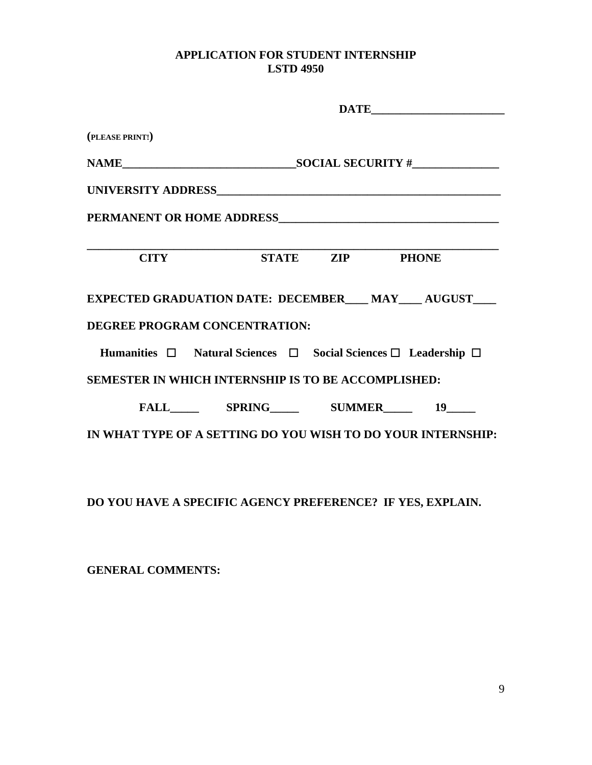# APPLICATION FOR STUDENT INTERNSHIP
## LSTD 4950

**DATE______________________**

(PLEASE PRINT!)

**NAME____________________________SOCIAL SECURITY #______________**

**UNIVERSITY ADDRESS_____________________________________________**

**PERMANENT OR HOME ADDRESS___________________________________**

**_________________________________________________________________**

**CITY STATE ZIP PHONE**

**EXPECTED GRADUATION DATE: DECEMBER____ MAY____ AUGUST____**

**DEGREE PROGRAM CONCENTRATION:**

**Humanities ☐ Natural Sciences ☐ Social Sciences ☐ Leadership ☐**

**SEMESTER IN WHICH INTERNSHIP IS TO BE ACCOMPLISHED:**

**FALL_____ SPRING_____ SUMMER_____ 19_____**

**IN WHAT TYPE OF A SETTING DO YOU WISH TO DO YOUR INTERNSHIP:**

**DO YOU HAVE A SPECIFIC AGENCY PREFERENCE? IF YES, EXPLAIN.**

**GENERAL COMMENTS:**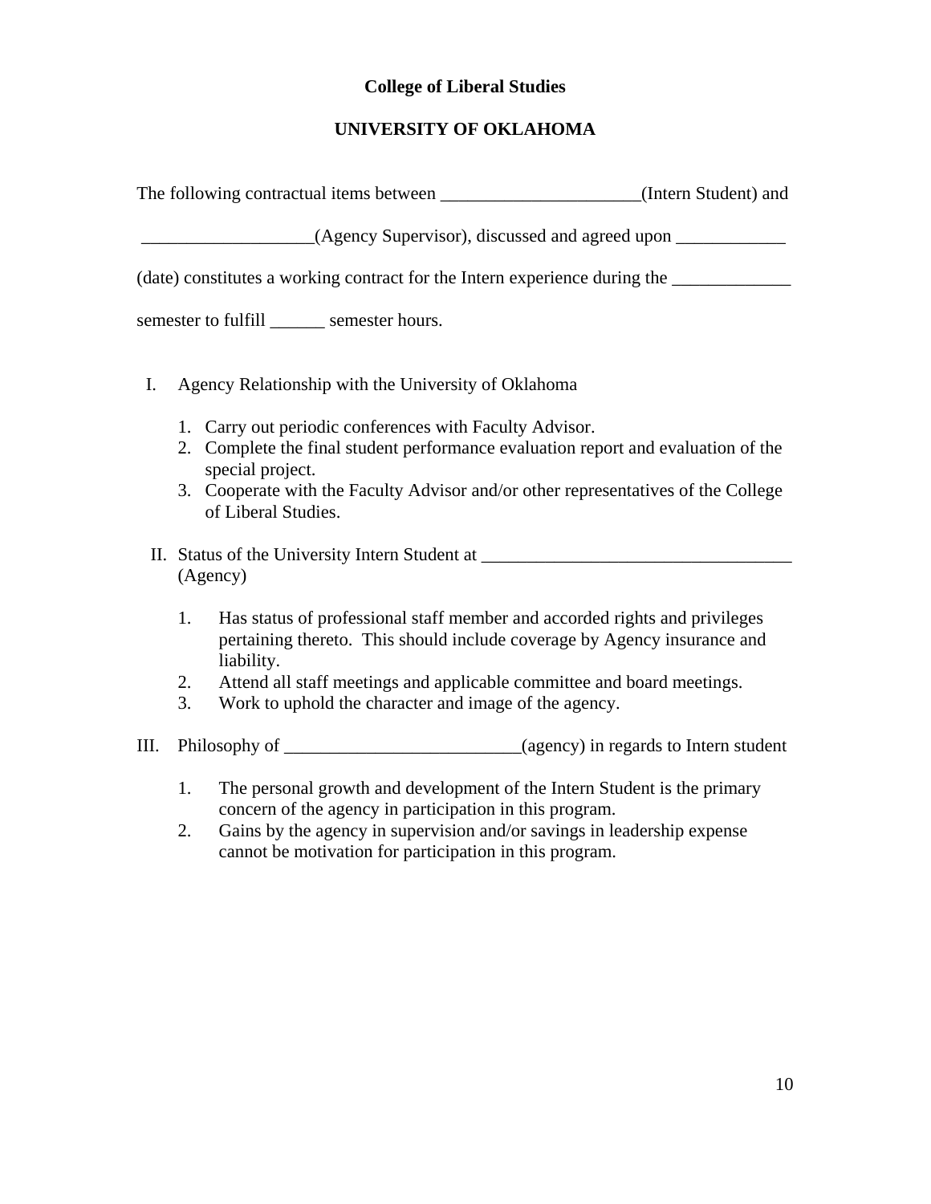**College of Liberal Studies**

**UNIVERSITY OF OKLAHOMA**

The following contractual items between ______________________(Intern Student) and

___________________(Agency Supervisor), discussed and agreed upon ____________

(date) constitutes a working contract for the Intern experience during the _____________

semester to fulfill ______ semester hours.

I. Agency Relationship with the University of Oklahoma

   1. Carry out periodic conferences with Faculty Advisor.
   2. Complete the final student performance evaluation report and evaluation of the special project.
   3. Cooperate with the Faculty Advisor and/or other representatives of the College of Liberal Studies.

II. Status of the University Intern Student at ___________________________________ (Agency)

   1. Has status of professional staff member and accorded rights and privileges pertaining thereto. This should include coverage by Agency insurance and liability.
   2. Attend all staff meetings and applicable committee and board meetings.
   3. Work to uphold the character and image of the agency.

III. Philosophy of __________________________(agency) in regards to Intern student

   1. The personal growth and development of the Intern Student is the primary concern of the agency in participation in this program.
   2. Gains by the agency in supervision and/or savings in leadership expense cannot be motivation for participation in this program.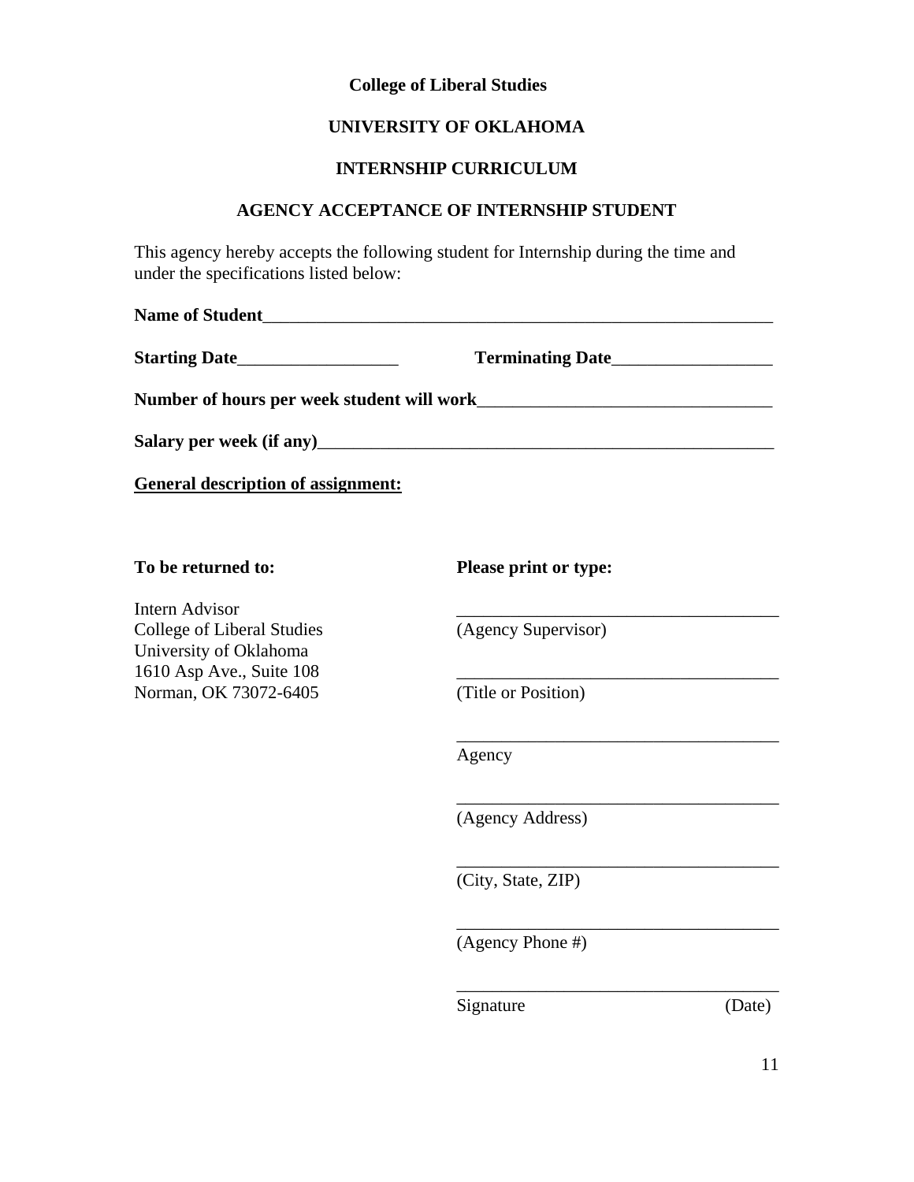**College of Liberal Studies**

**UNIVERSITY OF OKLAHOMA**

**INTERNSHIP CURRICULUM**

**AGENCY ACCEPTANCE OF INTERNSHIP STUDENT**

This agency hereby accepts the following student for Internship during the time and under the specifications listed below:

**Name of Student**_____________________________________________________________

**Starting Date**__________________ **Terminating Date**__________________

**Number of hours per week student will work**________________________________

**Salary per week (if any)**____________________________________________________

**General description of assignment:**

**To be returned to:**

Intern Advisor
College of Liberal Studies
University of Oklahoma
1610 Asp Ave., Suite 108
Norman, OK 73072-6405

**Please print or type:**

____________________________________
(Agency Supervisor)

____________________________________
(Title or Position)

____________________________________
Agency

____________________________________
(Agency Address)

____________________________________
(City, State, ZIP)

____________________________________
(Agency Phone #)

____________________________________
Signature (Date)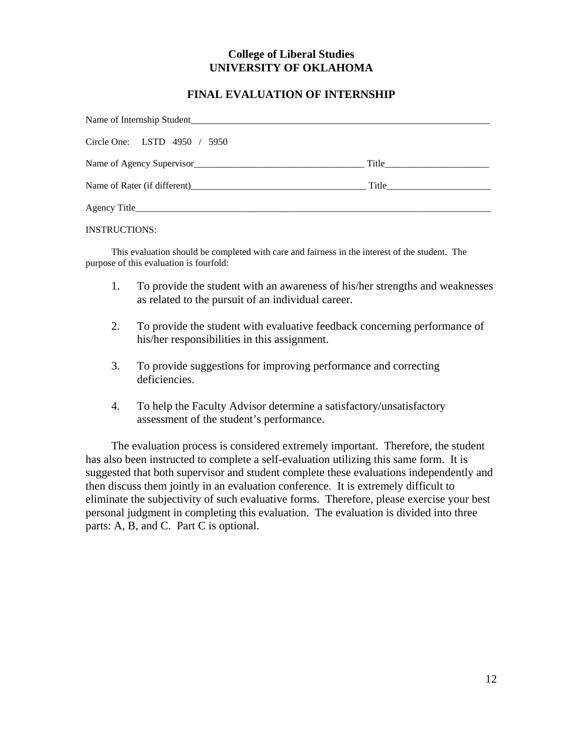**College of Liberal Studies**
**UNIVERSITY OF OKLAHOMA**

## FINAL EVALUATION OF INTERNSHIP

Name of Internship Student_________________________________________________________________

Circle One: LSTD 4950 / 5950

Name of Agency Supervisor____________________________________ Title______________________

Name of Rater (if different)_____________________________________ Title______________________

Agency Title_________________________________________________________________________

INSTRUCTIONS:

This evaluation should be completed with care and fairness in the interest of the student. The purpose of this evaluation is fourfold:

1. To provide the student with an awareness of his/her strengths and weaknesses as related to the pursuit of an individual career.

2. To provide the student with evaluative feedback concerning performance of his/her responsibilities in this assignment.

3. To provide suggestions for improving performance and correcting deficiencies.

4. To help the Faculty Advisor determine a satisfactory/unsatisfactory assessment of the student's performance.

The evaluation process is considered extremely important. Therefore, the student has also been instructed to complete a self-evaluation utilizing this same form. It is suggested that both supervisor and student complete these evaluations independently and then discuss them jointly in an evaluation conference. It is extremely difficult to eliminate the subjectivity of such evaluative forms. Therefore, please exercise your best personal judgment in completing this evaluation. The evaluation is divided into three parts: A, B, and C. Part C is optional.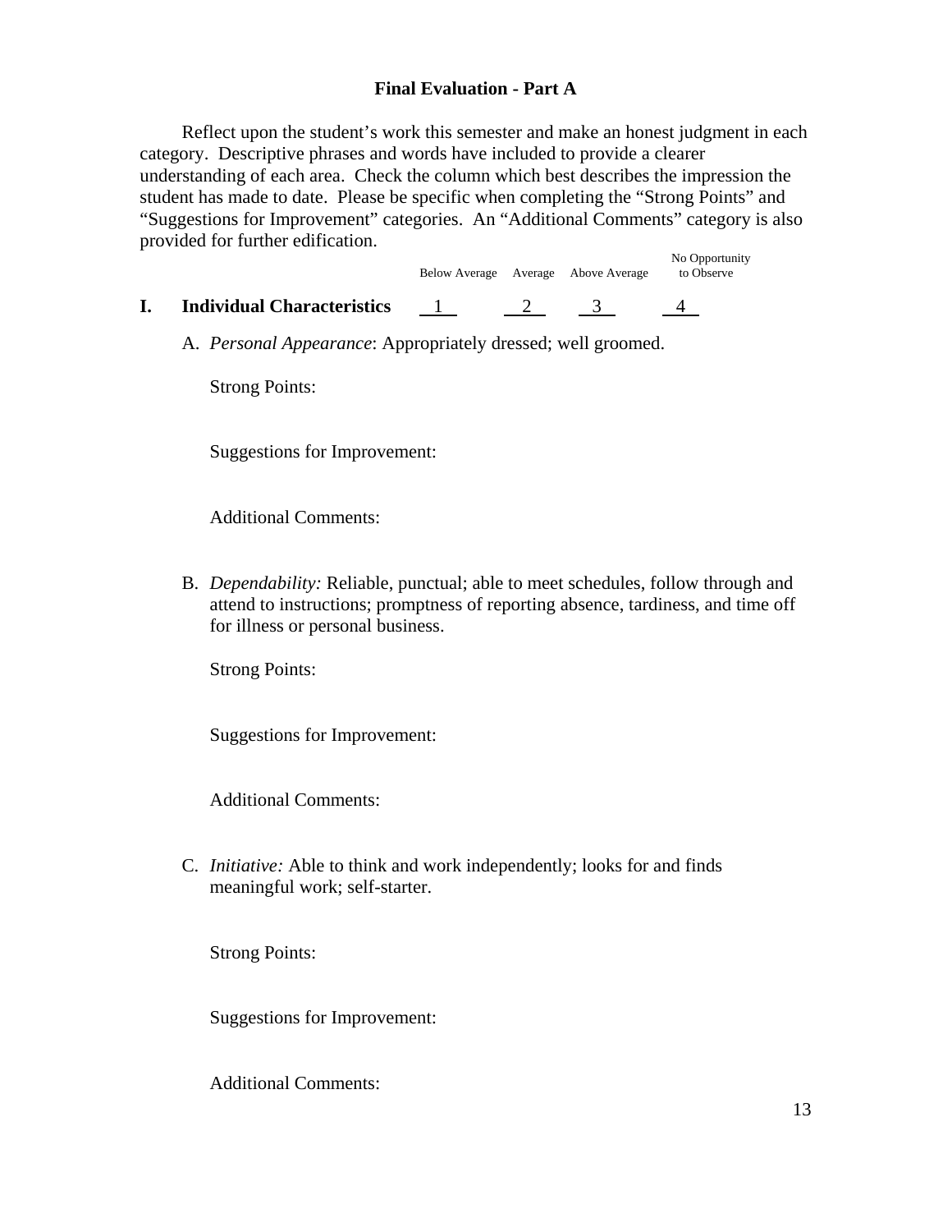**Final Evaluation - Part A**

Reflect upon the student's work this semester and make an honest judgment in each category. Descriptive phrases and words have included to provide a clearer understanding of each area. Check the column which best describes the impression the student has made to date. Please be specific when completing the "Strong Points" and "Suggestions for Improvement" categories. An "Additional Comments" category is also provided for further edification.

| | Below Average | Average | Above Average | No Opportunity to Observe |
|---|---|---|---|---|
| **I. Individual Characteristics** | 1 | 2 | 3 | 4 |

A. *Personal Appearance*: Appropriately dressed; well groomed.

Strong Points:

Suggestions for Improvement:

Additional Comments:

B. *Dependability:* Reliable, punctual; able to meet schedules, follow through and attend to instructions; promptness of reporting absence, tardiness, and time off for illness or personal business.

Strong Points:

Suggestions for Improvement:

Additional Comments:

C. *Initiative:* Able to think and work independently; looks for and finds meaningful work; self-starter.

Strong Points:

Suggestions for Improvement:

Additional Comments: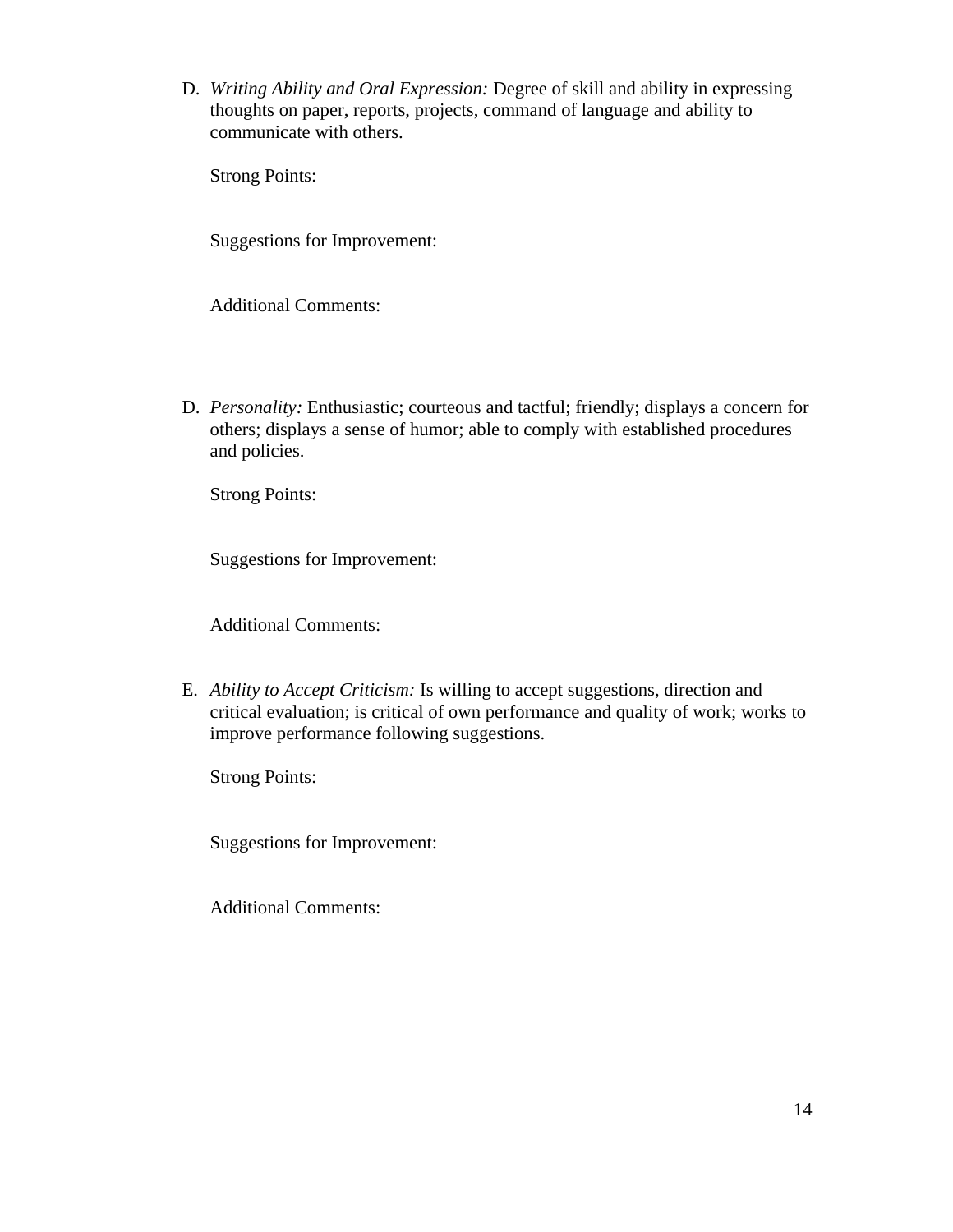D. *Writing Ability and Oral Expression:* Degree of skill and ability in expressing thoughts on paper, reports, projects, command of language and ability to communicate with others.

   Strong Points:

   Suggestions for Improvement:

   Additional Comments:

D. *Personality:* Enthusiastic; courteous and tactful; friendly; displays a concern for others; displays a sense of humor; able to comply with established procedures and policies.

   Strong Points:

   Suggestions for Improvement:

   Additional Comments:

E. *Ability to Accept Criticism:* Is willing to accept suggestions, direction and critical evaluation; is critical of own performance and quality of work; works to improve performance following suggestions.

   Strong Points:

   Suggestions for Improvement:

   Additional Comments: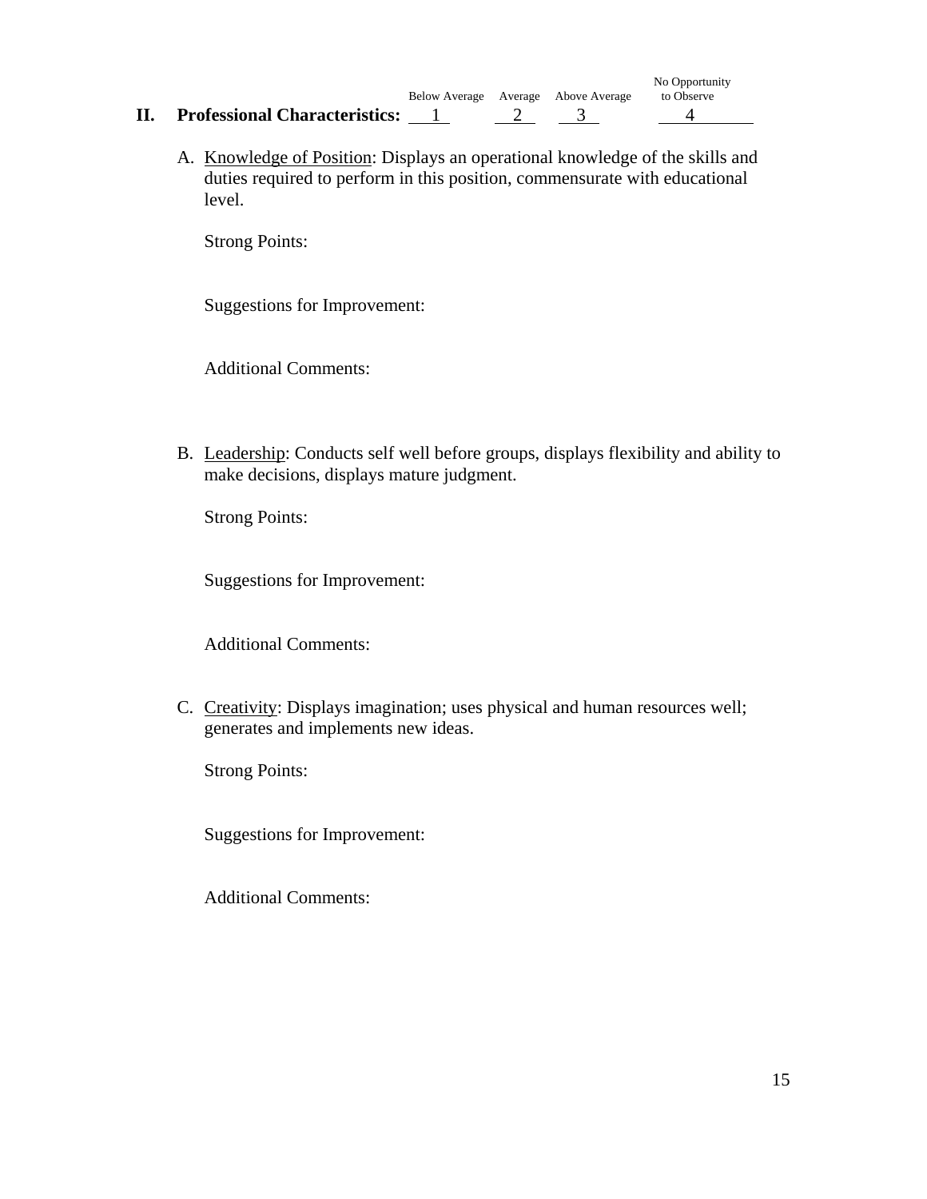| | Below Average | Average | Above Average | No Opportunity to Observe |
|---|---|---|---|---|
| **II. Professional Characteristics:** | 1 | 2 | 3 | 4 |

A. Knowledge of Position: Displays an operational knowledge of the skills and duties required to perform in this position, commensurate with educational level.

Strong Points:

Suggestions for Improvement:

Additional Comments:

B. Leadership: Conducts self well before groups, displays flexibility and ability to make decisions, displays mature judgment.

Strong Points:

Suggestions for Improvement:

Additional Comments:

C. Creativity: Displays imagination; uses physical and human resources well; generates and implements new ideas.

Strong Points:

Suggestions for Improvement:

Additional Comments: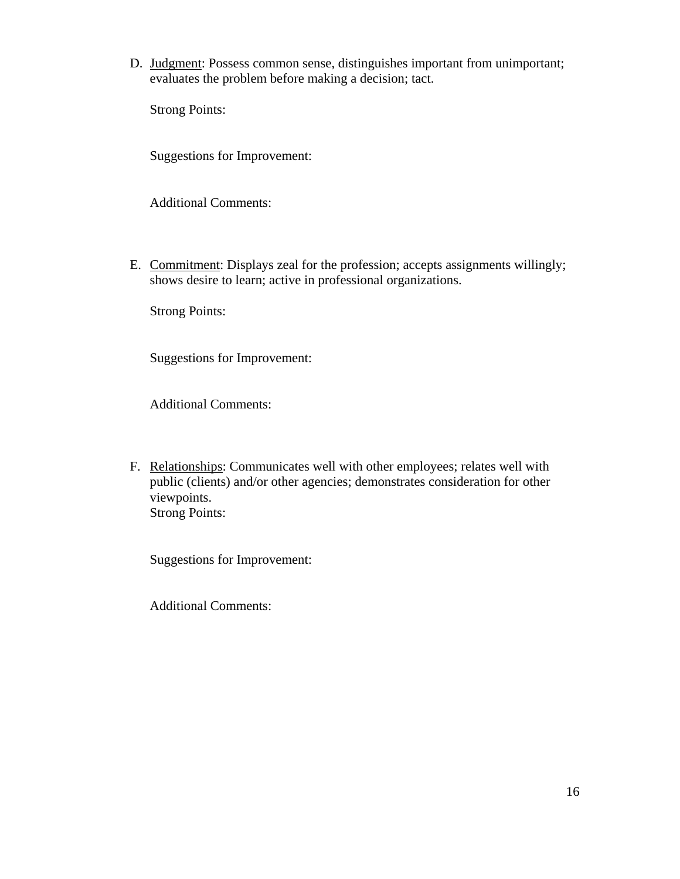D. Judgment: Possess common sense, distinguishes important from unimportant; evaluates the problem before making a decision; tact.

   Strong Points:

   Suggestions for Improvement:

   Additional Comments:

E. Commitment: Displays zeal for the profession; accepts assignments willingly; shows desire to learn; active in professional organizations.

   Strong Points:

   Suggestions for Improvement:

   Additional Comments:

F. Relationships: Communicates well with other employees; relates well with public (clients) and/or other agencies; demonstrates consideration for other viewpoints.

   Strong Points:

   Suggestions for Improvement:

   Additional Comments: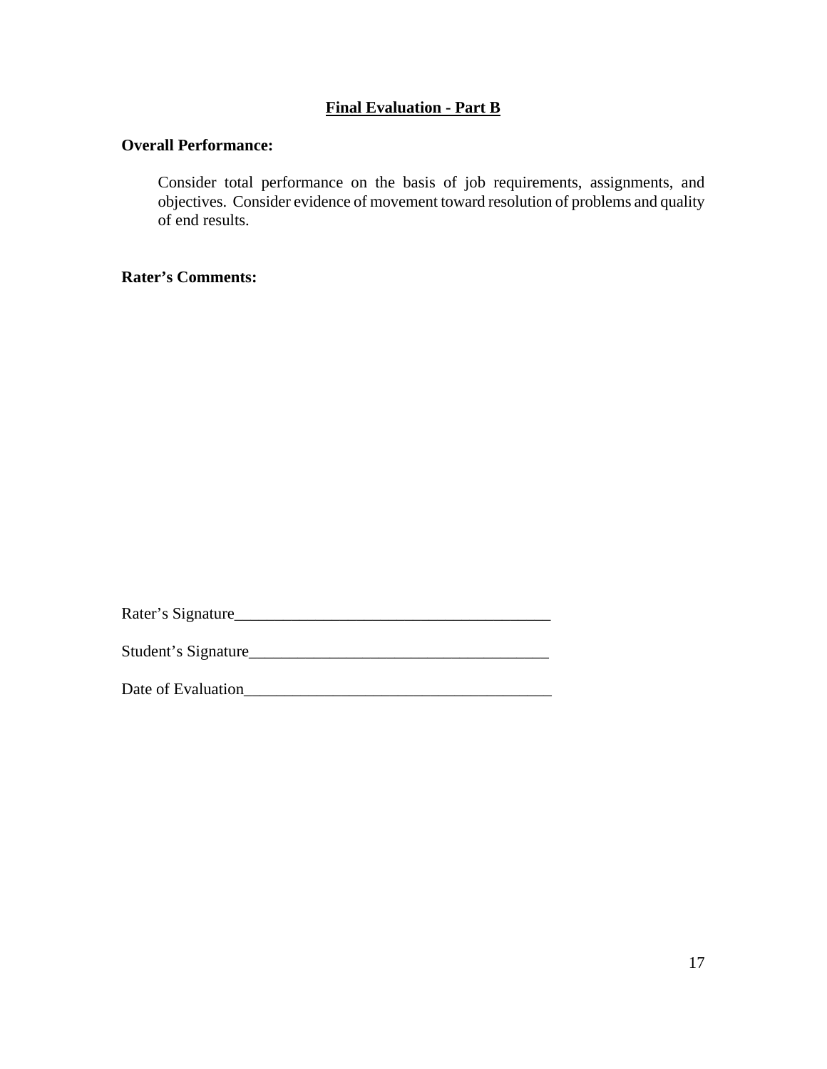**Final Evaluation - Part B**

**Overall Performance:**

Consider total performance on the basis of job requirements, assignments, and objectives. Consider evidence of movement toward resolution of problems and quality of end results.

**Rater's Comments:**

Rater's Signature_______________________________________

Student's Signature_____________________________________

Date of Evaluation______________________________________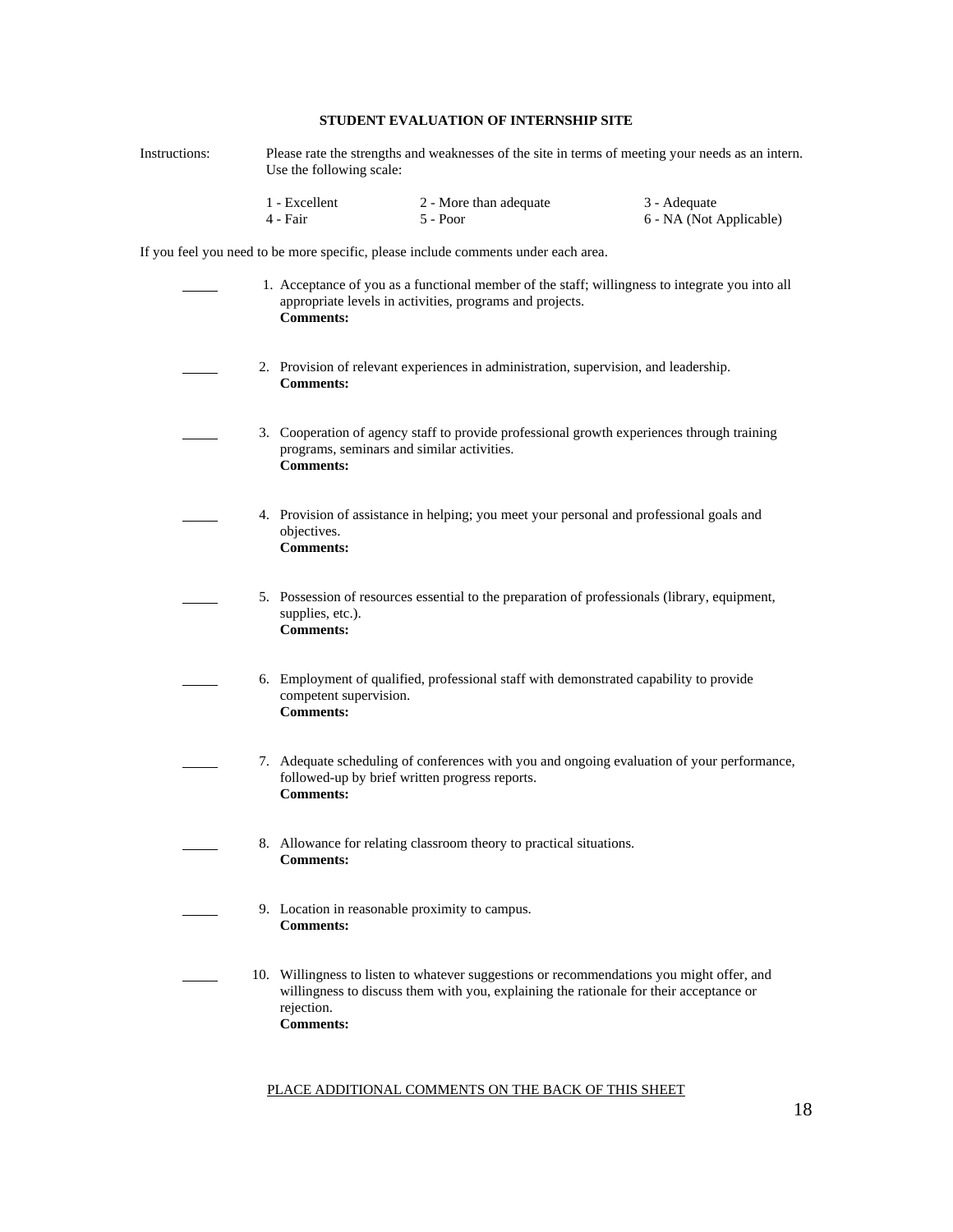## STUDENT EVALUATION OF INTERNSHIP SITE

Instructions: Please rate the strengths and weaknesses of the site in terms of meeting your needs as an intern. Use the following scale:

| | | |
|---|---|---|
| 1 - Excellent | 2 - More than adequate | 3 - Adequate |
| 4 - Fair | 5 - Poor | 6 - NA (Not Applicable) |

If you feel you need to be more specific, please include comments under each area.

_____ 1. Acceptance of you as a functional member of the staff; willingness to integrate you into all appropriate levels in activities, programs and projects.
**Comments:**

_____ 2. Provision of relevant experiences in administration, supervision, and leadership.
**Comments:**

_____ 3. Cooperation of agency staff to provide professional growth experiences through training programs, seminars and similar activities.
**Comments:**

_____ 4. Provision of assistance in helping; you meet your personal and professional goals and objectives.
**Comments:**

_____ 5. Possession of resources essential to the preparation of professionals (library, equipment, supplies, etc.).
**Comments:**

_____ 6. Employment of qualified, professional staff with demonstrated capability to provide competent supervision.
**Comments:**

_____ 7. Adequate scheduling of conferences with you and ongoing evaluation of your performance, followed-up by brief written progress reports.
**Comments:**

_____ 8. Allowance for relating classroom theory to practical situations.
**Comments:**

_____ 9. Location in reasonable proximity to campus.
**Comments:**

_____ 10. Willingness to listen to whatever suggestions or recommendations you might offer, and willingness to discuss them with you, explaining the rationale for their acceptance or rejection.
**Comments:**

PLACE ADDITIONAL COMMENTS ON THE BACK OF THIS SHEET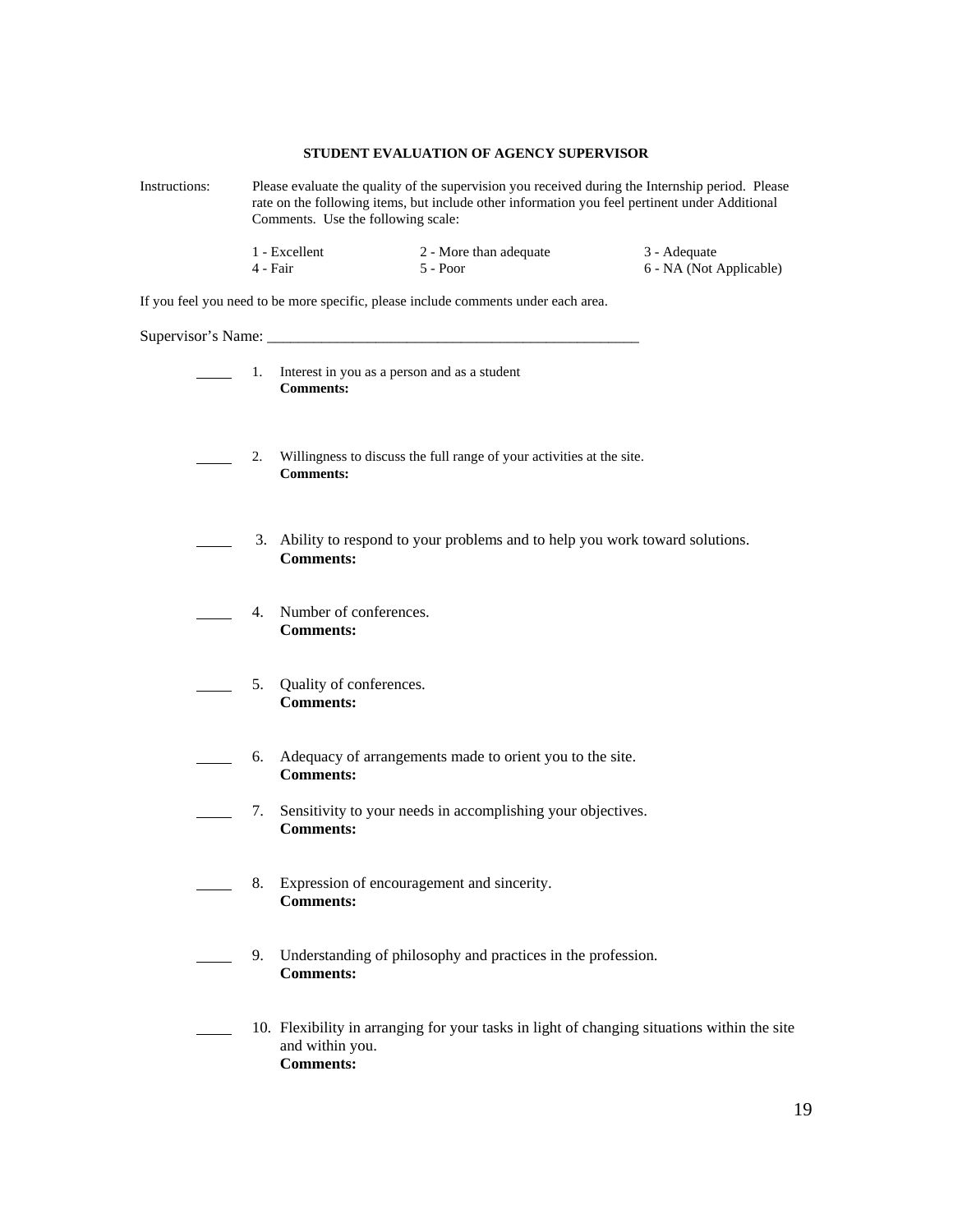**STUDENT EVALUATION OF AGENCY SUPERVISOR**

Instructions: Please evaluate the quality of the supervision you received during the Internship period. Please rate on the following items, but include other information you feel pertinent under Additional Comments. Use the following scale:

| | | |
|---|---|---|
| 1 - Excellent | 2 - More than adequate | 3 - Adequate |
| 4 - Fair | 5 - Poor | 6 - NA (Not Applicable) |

If you feel you need to be more specific, please include comments under each area.

Supervisor's Name: ___________________________________________________

_____ 1. Interest in you as a person and as a student
**Comments:**

_____ 2. Willingness to discuss the full range of your activities at the site.
**Comments:**

_____ 3. Ability to respond to your problems and to help you work toward solutions.
**Comments:**

_____ 4. Number of conferences.
**Comments:**

_____ 5. Quality of conferences.
**Comments:**

_____ 6. Adequacy of arrangements made to orient you to the site.
**Comments:**

_____ 7. Sensitivity to your needs in accomplishing your objectives.
**Comments:**

_____ 8. Expression of encouragement and sincerity.
**Comments:**

_____ 9. Understanding of philosophy and practices in the profession.
**Comments:**

_____ 10. Flexibility in arranging for your tasks in light of changing situations within the site and within you.
**Comments:**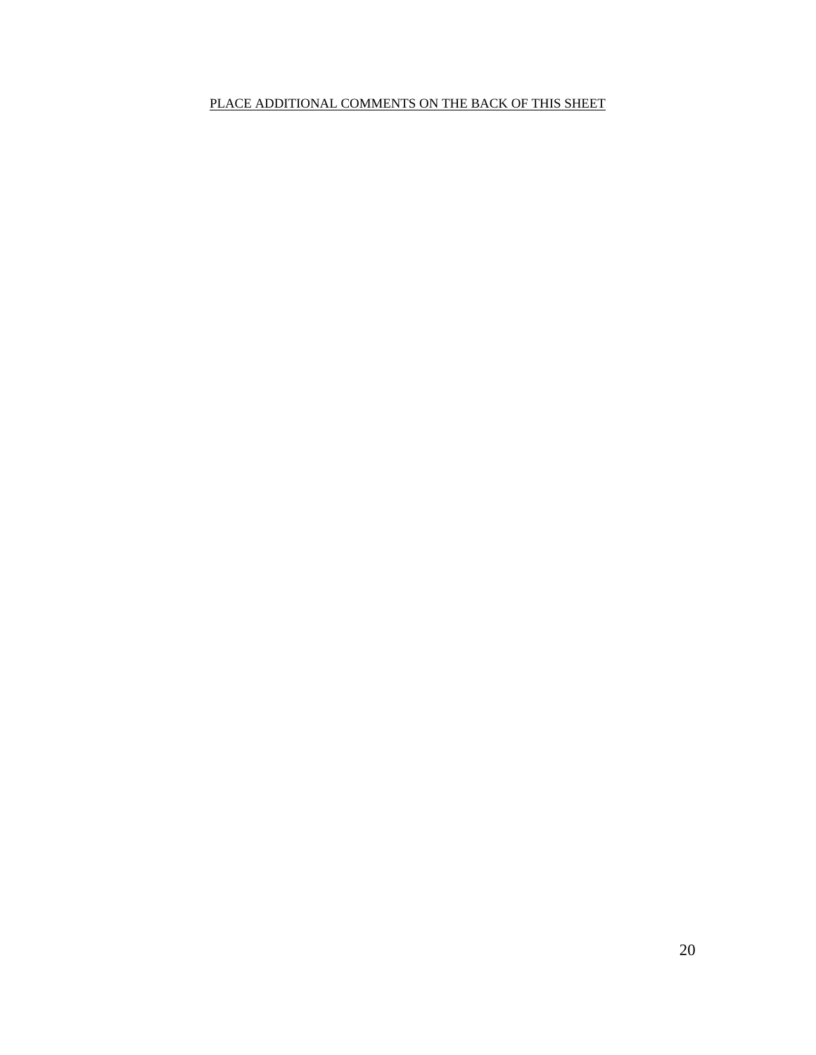PLACE ADDITIONAL COMMENTS ON THE BACK OF THIS SHEET